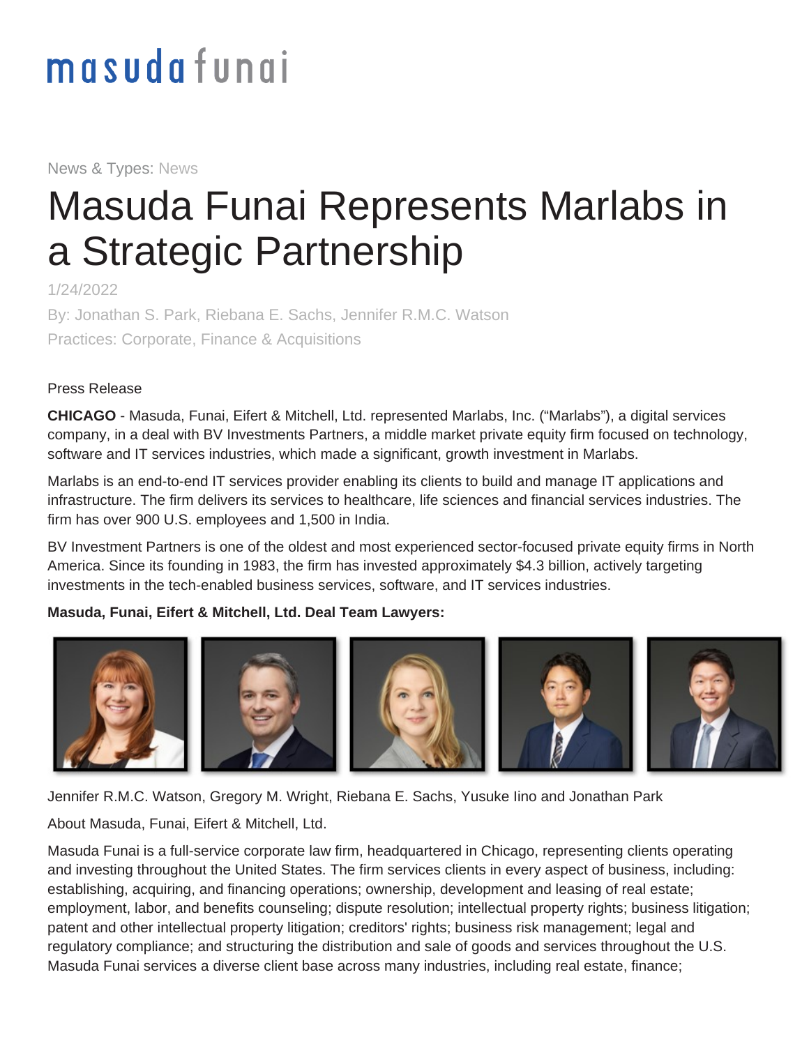masuda funai

News & Types: News

# Masuda Funai Represents Marlabs in a Strategic Partnership

1/24/2022

By: Jonathan S. Park, Riebana E. Sachs, Jennifer R.M.C. Watson

Practices: Corporate, Finance & Acquisitions

Press Release

**CHICAGO** - Masuda, Funai, Eifert & Mitchell, Ltd. represented Marlabs, Inc. ("Marlabs"), a digital services company, in a deal with BV Investments Partners, a middle market private equity firm focused on technology, software and IT services industries, which made a significant, growth investment in Marlabs.

Marlabs is an end-to-end IT services provider enabling its clients to build and manage IT applications and infrastructure. The firm delivers its services to healthcare, life sciences and financial services industries. The firm has over 900 U.S. employees and 1,500 in India.

BV Investment Partners is one of the oldest and most experienced sector-focused private equity firms in North America. Since its founding in 1983, the firm has invested approximately $4.3 billion, actively targeting investments in the tech-enabled business services, software, and IT services industries.

**Masuda, Funai, Eifert & Mitchell, Ltd. Deal Team Lawyers:**

Jennifer R.M.C. Watson, Gregory M. Wright, Riebana E. Sachs, Yusuke Iino and Jonathan Park

About Masuda, Funai, Eifert & Mitchell, Ltd.

Masuda Funai is a full-service corporate law firm, headquartered in Chicago, representing clients operating and investing throughout the United States. The firm services clients in every aspect of business, including: establishing, acquiring, and financing operations; ownership, development and leasing of real estate; employment, labor, and benefits counseling; dispute resolution; intellectual property rights; business litigation; patent and other intellectual property litigation; creditors' rights; business risk management; legal and regulatory compliance; and structuring the distribution and sale of goods and services throughout the U.S. Masuda Funai services a diverse client base across many industries, including real estate, finance;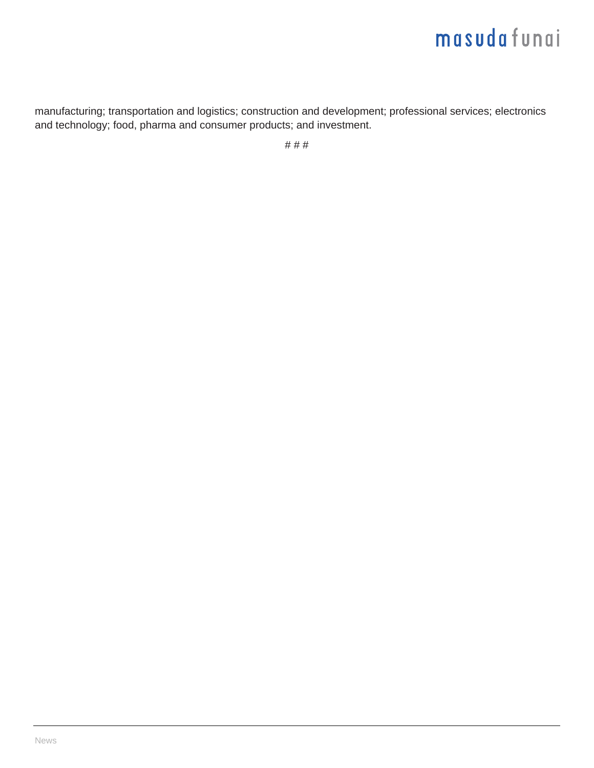manufacturing; transportation and logistics; construction and development; professional services; electronics and technology; food, pharma and consumer products; and investment.

# # #